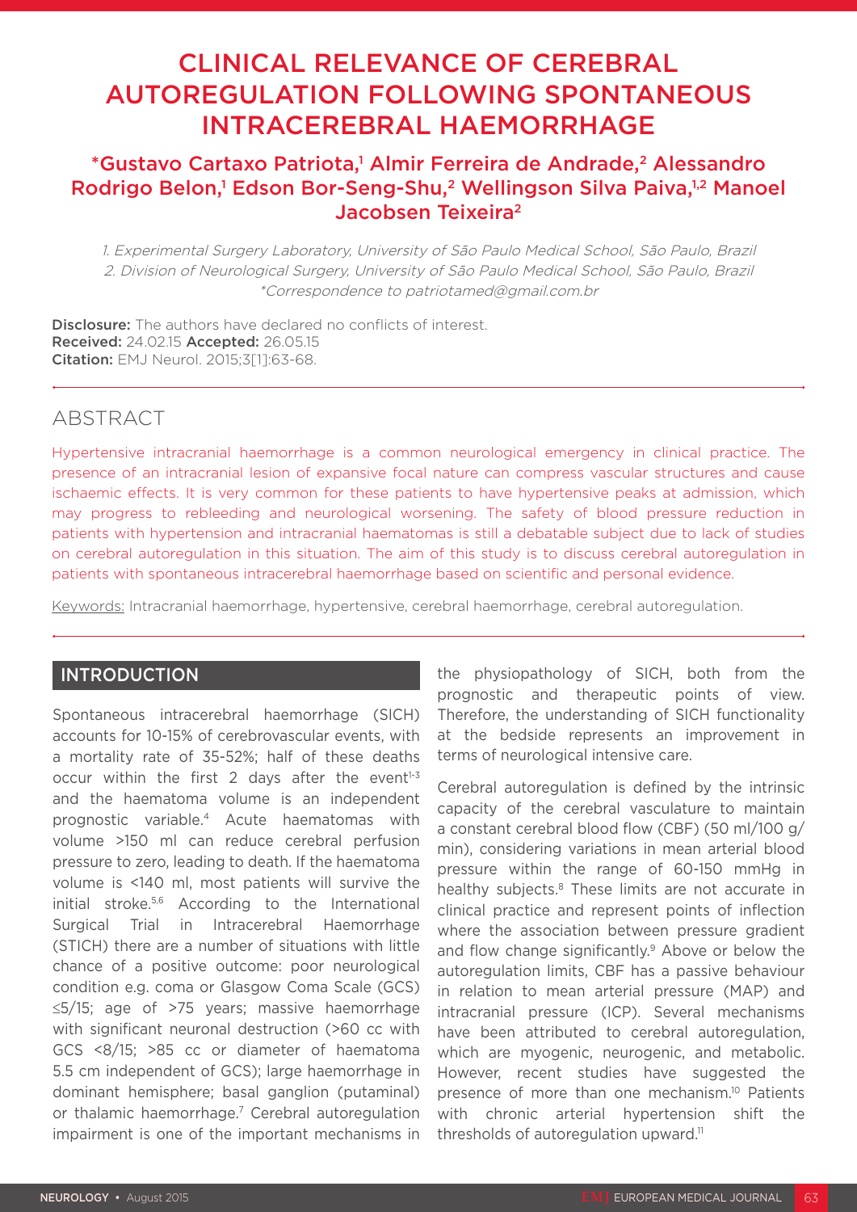# CLINICAL RELEVANCE OF CEREBRAL AUTOREGULATION FOLLOWING SPONTANEOUS INTRACEREBRAL HAEMORRHAGE

**\*Gustavo Cartaxo Patriota,[1] Almir Ferreira de Andrade,[2] Alessandro Rodrigo Belon,[1] Edson Bor-Seng-Shu,[2] Wellingson Silva Paiva,[1,2] Manoel Jacobsen Teixeira[2]**

*1. Experimental Surgery Laboratory, University of São Paulo Medical School, São Paulo, Brazil*
*2. Division of Neurological Surgery, University of São Paulo Medical School, São Paulo, Brazil*
*\*Correspondence to patriotamed@gmail.com.br*

**Disclosure:** The authors have declared no conflicts of interest.
**Received:** 24.02.15 **Accepted:** 26.05.15
**Citation:** EMJ Neurol. 2015;3[1]:63-68.

## ABSTRACT

Hypertensive intracranial haemorrhage is a common neurological emergency in clinical practice. The presence of an intracranial lesion of expansive focal nature can compress vascular structures and cause ischaemic effects. It is very common for these patients to have hypertensive peaks at admission, which may progress to rebleeding and neurological worsening. The safety of blood pressure reduction in patients with hypertension and intracranial haematomas is still a debatable subject due to lack of studies on cerebral autoregulation in this situation. The aim of this study is to discuss cerebral autoregulation in patients with spontaneous intracerebral haemorrhage based on scientific and personal evidence.

Keywords: Intracranial haemorrhage, hypertensive, cerebral haemorrhage, cerebral autoregulation.

## INTRODUCTION

Spontaneous intracerebral haemorrhage (SICH) accounts for 10-15% of cerebrovascular events, with a mortality rate of 35-52%; half of these deaths occur within the first 2 days after the event[1-3] and the haematoma volume is an independent prognostic variable.[4] Acute haematomas with volume >150 ml can reduce cerebral perfusion pressure to zero, leading to death. If the haematoma volume is <140 ml, most patients will survive the initial stroke.[5,6] According to the International Surgical Trial in Intracerebral Haemorrhage (STICH) there are a number of situations with little chance of a positive outcome: poor neurological condition e.g. coma or Glasgow Coma Scale (GCS) ≤5/15; age of >75 years; massive haemorrhage with significant neuronal destruction (>60 cc with GCS <8/15; >85 cc or diameter of haematoma 5.5 cm independent of GCS); large haemorrhage in dominant hemisphere; basal ganglion (putaminal) or thalamic haemorrhage.[7] Cerebral autoregulation impairment is one of the important mechanisms in the physiopathology of SICH, both from the prognostic and therapeutic points of view. Therefore, the understanding of SICH functionality at the bedside represents an improvement in terms of neurological intensive care.

Cerebral autoregulation is defined by the intrinsic capacity of the cerebral vasculature to maintain a constant cerebral blood flow (CBF) (50 ml/100 g/min), considering variations in mean arterial blood pressure within the range of 60-150 mmHg in healthy subjects.[8] These limits are not accurate in clinical practice and represent points of inflection where the association between pressure gradient and flow change significantly.[9] Above or below the autoregulation limits, CBF has a passive behaviour in relation to mean arterial pressure (MAP) and intracranial pressure (ICP). Several mechanisms have been attributed to cerebral autoregulation, which are myogenic, neurogenic, and metabolic. However, recent studies have suggested the presence of more than one mechanism.[10] Patients with chronic arterial hypertension shift the thresholds of autoregulation upward.[11]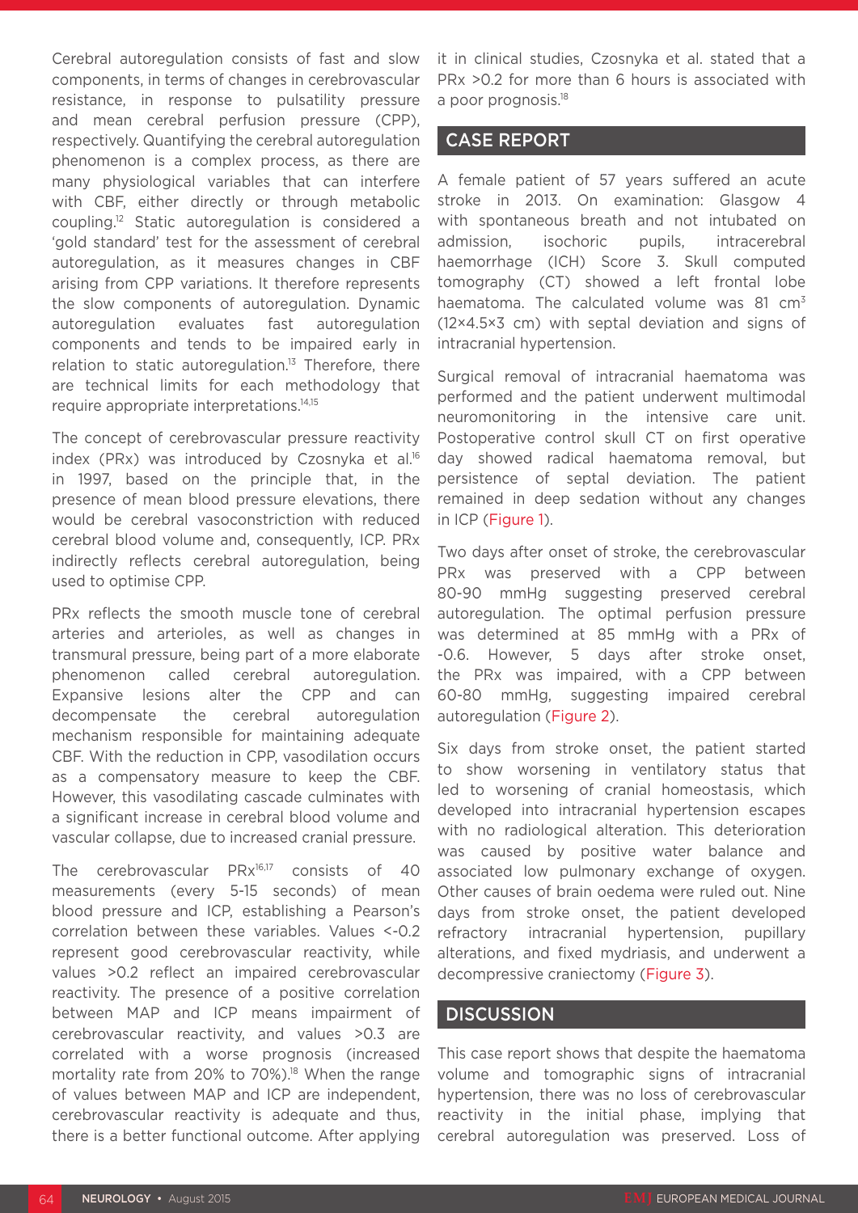Cerebral autoregulation consists of fast and slow components, in terms of changes in cerebrovascular resistance, in response to pulsatility pressure and mean cerebral perfusion pressure (CPP), respectively. Quantifying the cerebral autoregulation phenomenon is a complex process, as there are many physiological variables that can interfere with CBF, either directly or through metabolic coupling.[12] Static autoregulation is considered a 'gold standard' test for the assessment of cerebral autoregulation, as it measures changes in CBF arising from CPP variations. It therefore represents the slow components of autoregulation. Dynamic autoregulation evaluates fast autoregulation components and tends to be impaired early in relation to static autoregulation.[13] Therefore, there are technical limits for each methodology that require appropriate interpretations.[14,15]

The concept of cerebrovascular pressure reactivity index (PRx) was introduced by Czosnyka et al.[16] in 1997, based on the principle that, in the presence of mean blood pressure elevations, there would be cerebral vasoconstriction with reduced cerebral blood volume and, consequently, ICP. PRx indirectly reflects cerebral autoregulation, being used to optimise CPP.

PRx reflects the smooth muscle tone of cerebral arteries and arterioles, as well as changes in transmural pressure, being part of a more elaborate phenomenon called cerebral autoregulation. Expansive lesions alter the CPP and can decompensate the cerebral autoregulation mechanism responsible for maintaining adequate CBF. With the reduction in CPP, vasodilation occurs as a compensatory measure to keep the CBF. However, this vasodilating cascade culminates with a significant increase in cerebral blood volume and vascular collapse, due to increased cranial pressure.

The cerebrovascular PRx[16,17] consists of 40 measurements (every 5-15 seconds) of mean blood pressure and ICP, establishing a Pearson's correlation between these variables. Values <-0.2 represent good cerebrovascular reactivity, while values >0.2 reflect an impaired cerebrovascular reactivity. The presence of a positive correlation between MAP and ICP means impairment of cerebrovascular reactivity, and values >0.3 are correlated with a worse prognosis (increased mortality rate from 20% to 70%).[18] When the range of values between MAP and ICP are independent, cerebrovascular reactivity is adequate and thus, there is a better functional outcome. After applying it in clinical studies, Czosnyka et al. stated that a PRx >0.2 for more than 6 hours is associated with a poor prognosis.[18]

## CASE REPORT

A female patient of 57 years suffered an acute stroke in 2013. On examination: Glasgow 4 with spontaneous breath and not intubated on admission, isochoric pupils, intracerebral haemorrhage (ICH) Score 3. Skull computed tomography (CT) showed a left frontal lobe haematoma. The calculated volume was 81 cm$^3$ (12×4.5×3 cm) with septal deviation and signs of intracranial hypertension.

Surgical removal of intracranial haematoma was performed and the patient underwent multimodal neuromonitoring in the intensive care unit. Postoperative control skull CT on first operative day showed radical haematoma removal, but persistence of septal deviation. The patient remained in deep sedation without any changes in ICP (Figure 1).

Two days after onset of stroke, the cerebrovascular PRx was preserved with a CPP between 80-90 mmHg suggesting preserved cerebral autoregulation. The optimal perfusion pressure was determined at 85 mmHg with a PRx of -0.6. However, 5 days after stroke onset, the PRx was impaired, with a CPP between 60-80 mmHg, suggesting impaired cerebral autoregulation (Figure 2).

Six days from stroke onset, the patient started to show worsening in ventilatory status that led to worsening of cranial homeostasis, which developed into intracranial hypertension escapes with no radiological alteration. This deterioration was caused by positive water balance and associated low pulmonary exchange of oxygen. Other causes of brain oedema were ruled out. Nine days from stroke onset, the patient developed refractory intracranial hypertension, pupillary alterations, and fixed mydriasis, and underwent a decompressive craniectomy (Figure 3).

## DISCUSSION

This case report shows that despite the haematoma volume and tomographic signs of intracranial hypertension, there was no loss of cerebrovascular reactivity in the initial phase, implying that cerebral autoregulation was preserved. Loss of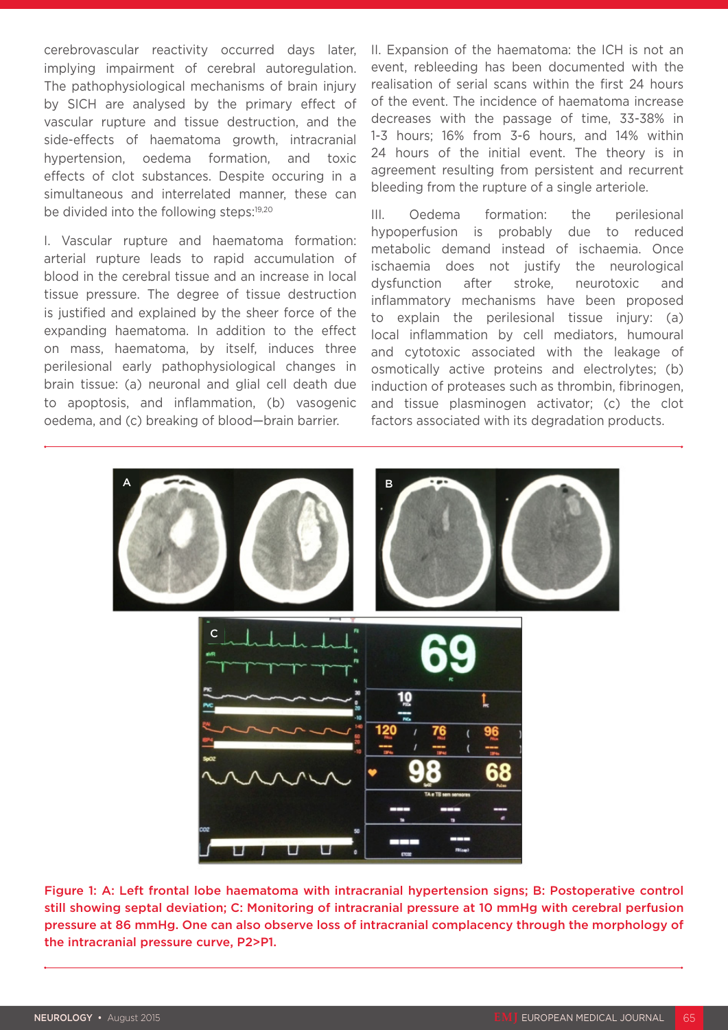cerebrovascular reactivity occurred days later, implying impairment of cerebral autoregulation. The pathophysiological mechanisms of brain injury by SICH are analysed by the primary effect of vascular rupture and tissue destruction, and the side-effects of haematoma growth, intracranial hypertension, oedema formation, and toxic effects of clot substances. Despite occuring in a simultaneous and interrelated manner, these can be divided into the following steps:[19,20]

I. Vascular rupture and haematoma formation: arterial rupture leads to rapid accumulation of blood in the cerebral tissue and an increase in local tissue pressure. The degree of tissue destruction is justified and explained by the sheer force of the expanding haematoma. In addition to the effect on mass, haematoma, by itself, induces three perilesional early pathophysiological changes in brain tissue: (a) neuronal and glial cell death due to apoptosis, and inflammation, (b) vasogenic oedema, and (c) breaking of blood—brain barrier.

II. Expansion of the haematoma: the ICH is not an event, rebleeding has been documented with the realisation of serial scans within the first 24 hours of the event. The incidence of haematoma increase decreases with the passage of time, 33-38% in 1-3 hours; 16% from 3-6 hours, and 14% within 24 hours of the initial event. The theory is in agreement resulting from persistent and recurrent bleeding from the rupture of a single arteriole.

III. Oedema formation: the perilesional hypoperfusion is probably due to reduced metabolic demand instead of ischaemia. Once ischaemia does not justify the neurological dysfunction after stroke, neurotoxic and inflammatory mechanisms have been proposed to explain the perilesional tissue injury: (a) local inflammation by cell mediators, humoural and cytotoxic associated with the leakage of osmotically active proteins and electrolytes; (b) induction of proteases such as thrombin, fibrinogen, and tissue plasminogen activator; (c) the clot factors associated with its degradation products.

Figure 1: A: Left frontal lobe haematoma with intracranial hypertension signs; B: Postoperative control still showing septal deviation; C: Monitoring of intracranial pressure at 10 mmHg with cerebral perfusion pressure at 86 mmHg. One can also observe loss of intracranial complacency through the morphology of the intracranial pressure curve, P2>P1.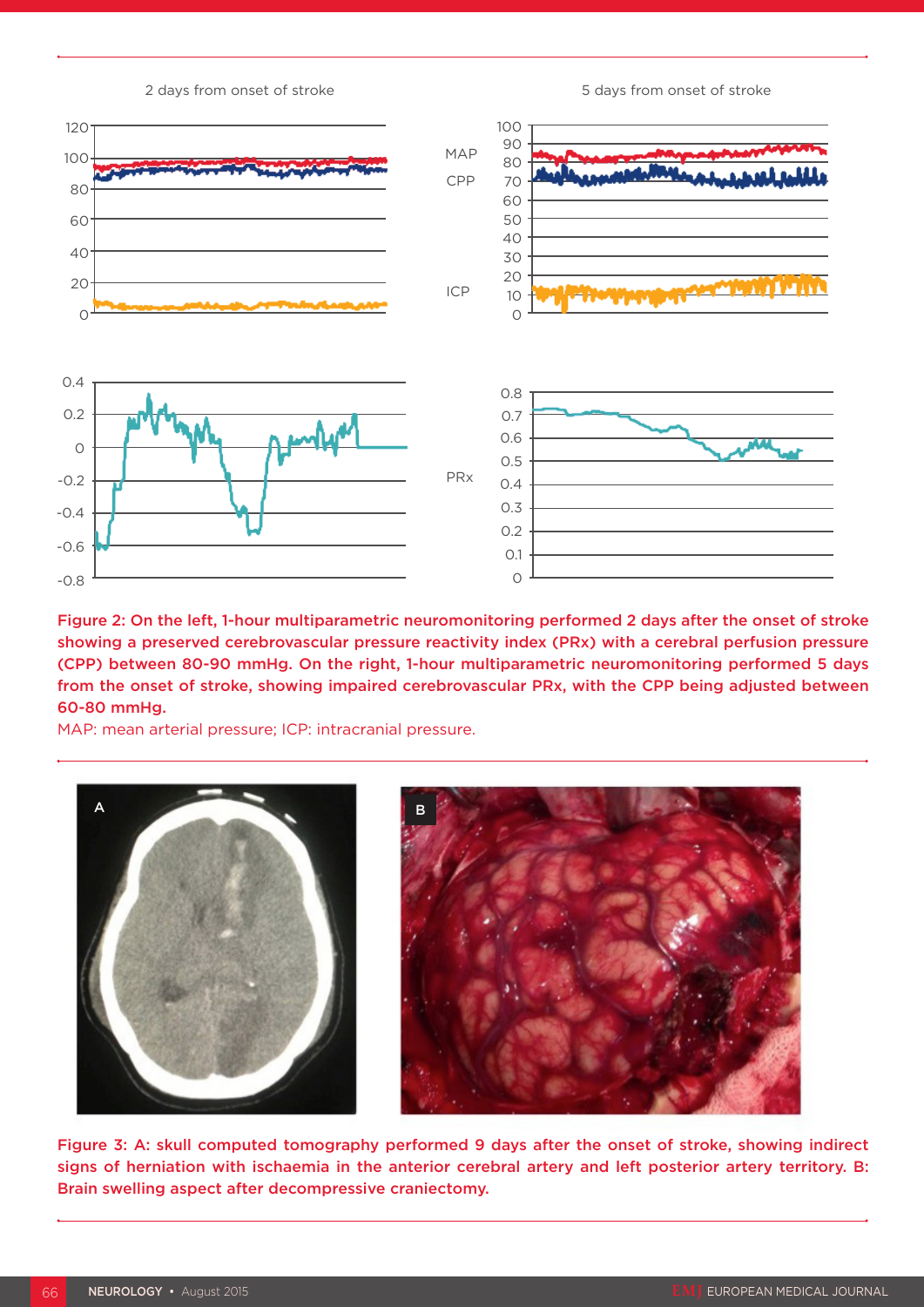Figure 2: On the left, 1-hour multiparametric neuromonitoring performed 2 days after the onset of stroke showing a preserved cerebrovascular pressure reactivity index (PRx) with a cerebral perfusion pressure (CPP) between 80-90 mmHg. On the right, 1-hour multiparametric neuromonitoring performed 5 days from the onset of stroke, showing impaired cerebrovascular PRx, with the CPP being adjusted between 60-80 mmHg.

MAP: mean arterial pressure; ICP: intracranial pressure.

Figure 3: A: skull computed tomography performed 9 days after the onset of stroke, showing indirect signs of herniation with ischaemia in the anterior cerebral artery and left posterior artery territory. B: Brain swelling aspect after decompressive craniectomy.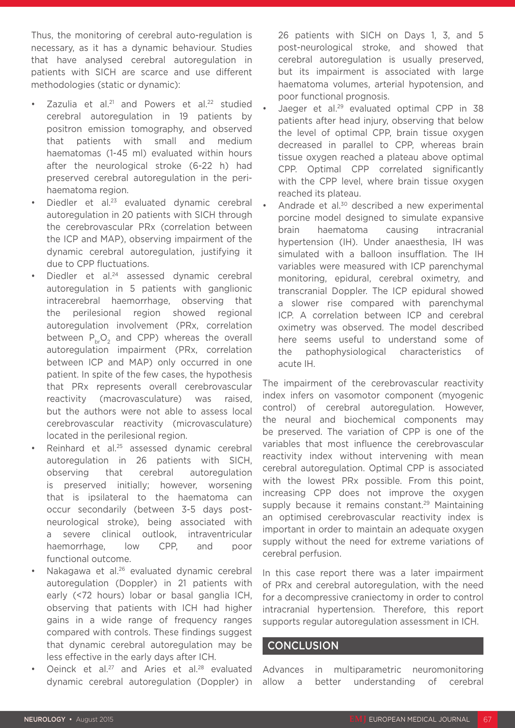Thus, the monitoring of cerebral auto-regulation is necessary, as it has a dynamic behaviour. Studies that have analysed cerebral autoregulation in patients with SICH are scarce and use different methodologies (static or dynamic):

- Zazulia et al.[21] and Powers et al.[22] studied cerebral autoregulation in 19 patients by positron emission tomography, and observed that patients with small and medium haematomas (1-45 ml) evaluated within hours after the neurological stroke (6-22 h) had preserved cerebral autoregulation in the peri-haematoma region.
- Diedler et al.[23] evaluated dynamic cerebral autoregulation in 20 patients with SICH through the cerebrovascular PRx (correlation between the ICP and MAP), observing impairment of the dynamic cerebral autoregulation, justifying it due to CPP fluctuations.
- Diedler et al.[24] assessed dynamic cerebral autoregulation in 5 patients with ganglionic intracerebral haemorrhage, observing that the perilesional region showed regional autoregulation involvement (PRx, correlation between $P_{br}O_2$ and CPP) whereas the overall autoregulation impairment (PRx, correlation between ICP and MAP) only occurred in one patient. In spite of the few cases, the hypothesis that PRx represents overall cerebrovascular reactivity (macrovasculature) was raised, but the authors were not able to assess local cerebrovascular reactivity (microvasculature) located in the perilesional region.
- Reinhard et al.[25] assessed dynamic cerebral autoregulation in 26 patients with SICH, observing that cerebral autoregulation is preserved initially; however, worsening that is ipsilateral to the haematoma can occur secondarily (between 3-5 days post-neurological stroke), being associated with a severe clinical outlook, intraventricular haemorrhage, low CPP, and poor functional outcome.
- Nakagawa et al.[26] evaluated dynamic cerebral autoregulation (Doppler) in 21 patients with early (<72 hours) lobar or basal ganglia ICH, observing that patients with ICH had higher gains in a wide range of frequency ranges compared with controls. These findings suggest that dynamic cerebral autoregulation may be less effective in the early days after ICH.
- Oeinck et al.[27] and Aries et al.[28] evaluated dynamic cerebral autoregulation (Doppler) in 26 patients with SICH on Days 1, 3, and 5 post-neurological stroke, and showed that cerebral autoregulation is usually preserved, but its impairment is associated with large haematoma volumes, arterial hypotension, and poor functional prognosis.
- Jaeger et al.[29] evaluated optimal CPP in 38 patients after head injury, observing that below the level of optimal CPP, brain tissue oxygen decreased in parallel to CPP, whereas brain tissue oxygen reached a plateau above optimal CPP. Optimal CPP correlated significantly with the CPP level, where brain tissue oxygen reached its plateau.
- Andrade et al.[30] described a new experimental porcine model designed to simulate expansive brain haematoma causing intracranial hypertension (IH). Under anaesthesia, IH was simulated with a balloon insufflation. The IH variables were measured with ICP parenchymal monitoring, epidural, cerebral oximetry, and transcranial Doppler. The ICP epidural showed a slower rise compared with parenchymal ICP. A correlation between ICP and cerebral oximetry was observed. The model described here seems useful to understand some of the pathophysiological characteristics of acute IH.

The impairment of the cerebrovascular reactivity index infers on vasomotor component (myogenic control) of cerebral autoregulation. However, the neural and biochemical components may be preserved. The variation of CPP is one of the variables that most influence the cerebrovascular reactivity index without intervening with mean cerebral autoregulation. Optimal CPP is associated with the lowest PRx possible. From this point, increasing CPP does not improve the oxygen supply because it remains constant.[29] Maintaining an optimised cerebrovascular reactivity index is important in order to maintain an adequate oxygen supply without the need for extreme variations of cerebral perfusion.

In this case report there was a later impairment of PRx and cerebral autoregulation, with the need for a decompressive craniectomy in order to control intracranial hypertension. Therefore, this report supports regular autoregulation assessment in ICH.

## CONCLUSION

Advances in multiparametric neuromonitoring allow a better understanding of cerebral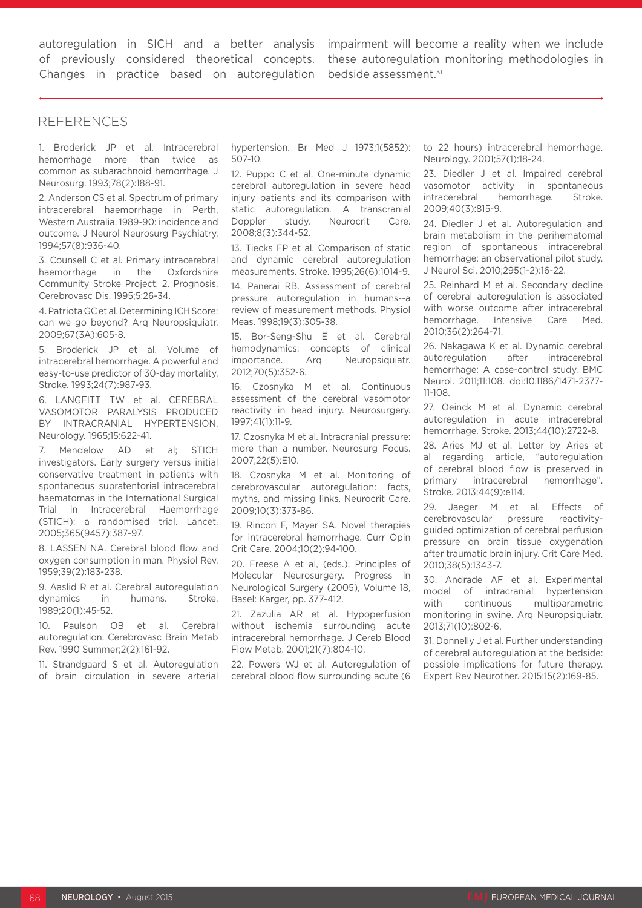autoregulation in SICH and a better analysis of previously considered theoretical concepts. Changes in practice based on autoregulation impairment will become a reality when we include these autoregulation monitoring methodologies in bedside assessment.[31]

## REFERENCES

1. Broderick JP et al. Intracerebral hemorrhage more than twice as common as subarachnoid hemorrhage. J Neurosurg. 1993;78(2):188-91.

2. Anderson CS et al. Spectrum of primary intracerebral haemorrhage in Perth, Western Australia, 1989-90: incidence and outcome. J Neurol Neurosurg Psychiatry. 1994;57(8):936-40.

3. Counsell C et al. Primary intracerebral haemorrhage in the Oxfordshire Community Stroke Project. 2. Prognosis. Cerebrovasc Dis. 1995;5:26-34.

4. Patriota GC et al. Determining ICH Score: can we go beyond? Arq Neuropsiquiatr. 2009;67(3A):605-8.

5. Broderick JP et al. Volume of intracerebral hemorrhage. A powerful and easy-to-use predictor of 30-day mortality. Stroke. 1993;24(7):987-93.

6. LANGFITT TW et al. CEREBRAL VASOMOTOR PARALYSIS PRODUCED BY INTRACRANIAL HYPERTENSION. Neurology. 1965;15:622-41.

7. Mendelow AD et al; STICH investigators. Early surgery versus initial conservative treatment in patients with spontaneous supratentorial intracerebral haematomas in the International Surgical Trial in Intracerebral Haemorrhage (STICH): a randomised trial. Lancet. 2005;365(9457):387-97.

8. LASSEN NA. Cerebral blood flow and oxygen consumption in man. Physiol Rev. 1959;39(2):183-238.

9. Aaslid R et al. Cerebral autoregulation dynamics in humans. Stroke. 1989;20(1):45-52.

10. Paulson OB et al. Cerebral autoregulation. Cerebrovasc Brain Metab Rev. 1990 Summer;2(2):161-92.

11. Strandgaard S et al. Autoregulation of brain circulation in severe arterial hypertension. Br Med J 1973;1(5852): 507-10.

12. Puppo C et al. One-minute dynamic cerebral autoregulation in severe head injury patients and its comparison with static autoregulation. A transcranial Doppler study. Neurocrit Care. 2008;8(3):344-52.

13. Tiecks FP et al. Comparison of static and dynamic cerebral autoregulation measurements. Stroke. 1995;26(6):1014-9.

14. Panerai RB. Assessment of cerebral pressure autoregulation in humans--a review of measurement methods. Physiol Meas. 1998;19(3):305-38.

15. Bor-Seng-Shu E et al. Cerebral hemodynamics: concepts of clinical importance. Arq Neuropsiquiatr. 2012;70(5):352-6.

16. Czosnyka M et al. Continuous assessment of the cerebral vasomotor reactivity in head injury. Neurosurgery. 1997;41(1):11-9.

17. Czosnyka M et al. Intracranial pressure: more than a number. Neurosurg Focus. 2007;22(5):E10.

18. Czosnyka M et al. Monitoring of cerebrovascular autoregulation: facts, myths, and missing links. Neurocrit Care. 2009;10(3):373-86.

19. Rincon F, Mayer SA. Novel therapies for intracerebral hemorrhage. Curr Opin Crit Care. 2004;10(2):94-100.

20. Freese A et al, (eds.), Principles of Molecular Neurosurgery. Progress in Neurological Surgery (2005), Volume 18, Basel: Karger, pp. 377-412.

21. Zazulia AR et al. Hypoperfusion without ischemia surrounding acute intracerebral hemorrhage. J Cereb Blood Flow Metab. 2001;21(7):804-10.

22. Powers WJ et al. Autoregulation of cerebral blood flow surrounding acute (6 to 22 hours) intracerebral hemorrhage. Neurology. 2001;57(1):18-24.

23. Diedler J et al. Impaired cerebral vasomotor activity in spontaneous intracerebral hemorrhage. Stroke. 2009;40(3):815-9.

24. Diedler J et al. Autoregulation and brain metabolism in the perihematomal region of spontaneous intracerebral hemorrhage: an observational pilot study. J Neurol Sci. 2010;295(1-2):16-22.

25. Reinhard M et al. Secondary decline of cerebral autoregulation is associated with worse outcome after intracerebral hemorrhage. Intensive Care Med. 2010;36(2):264-71.

26. Nakagawa K et al. Dynamic cerebral autoregulation after intracerebral hemorrhage: A case-control study. BMC Neurol. 2011;11:108. doi:10.1186/1471-2377-11-108.

27. Oeinck M et al. Dynamic cerebral autoregulation in acute intracerebral hemorrhage. Stroke. 2013;44(10):2722-8.

28. Aries MJ et al. Letter by Aries et al regarding article, "autoregulation of cerebral blood flow is preserved in primary intracerebral hemorrhage". Stroke. 2013;44(9):e114.

29. Jaeger M et al. Effects of cerebrovascular pressure reactivity-guided optimization of cerebral perfusion pressure on brain tissue oxygenation after traumatic brain injury. Crit Care Med. 2010;38(5):1343-7.

30. Andrade AF et al. Experimental model of intracranial hypertension with continuous multiparametric monitoring in swine. Arq Neuropsiquiatr. 2013;71(10):802-6.

31. Donnelly J et al. Further understanding of cerebral autoregulation at the bedside: possible implications for future therapy. Expert Rev Neurother. 2015;15(2):169-85.